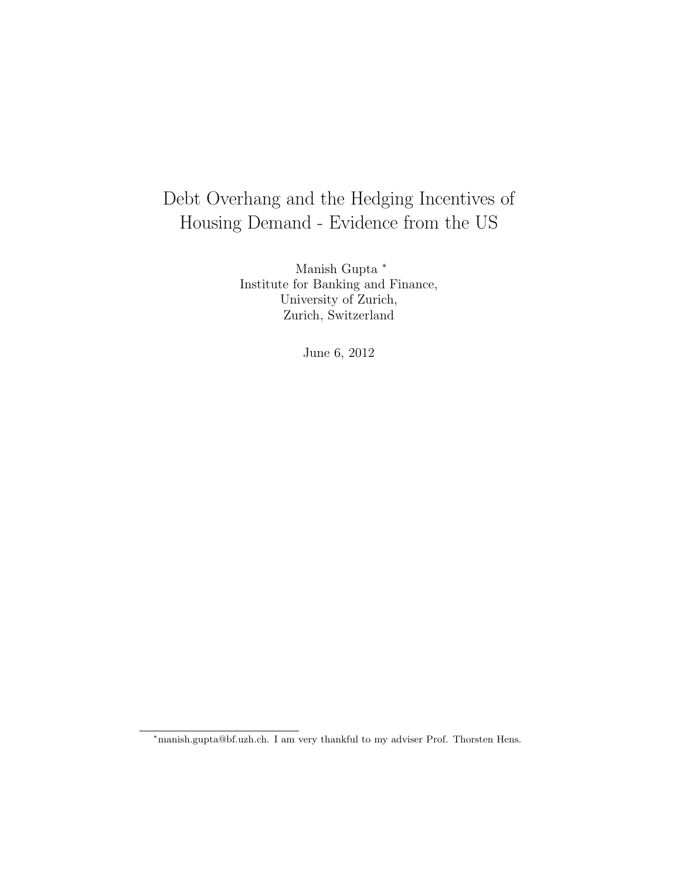# Debt Overhang and the Hedging Incentives of Housing Demand - Evidence from the US

Manish Gupta *
Institute for Banking and Finance,
University of Zurich,
Zurich, Switzerland

June 6, 2012

---

*manish.gupta@bf.uzh.ch. I am very thankful to my adviser Prof. Thorsten Hens.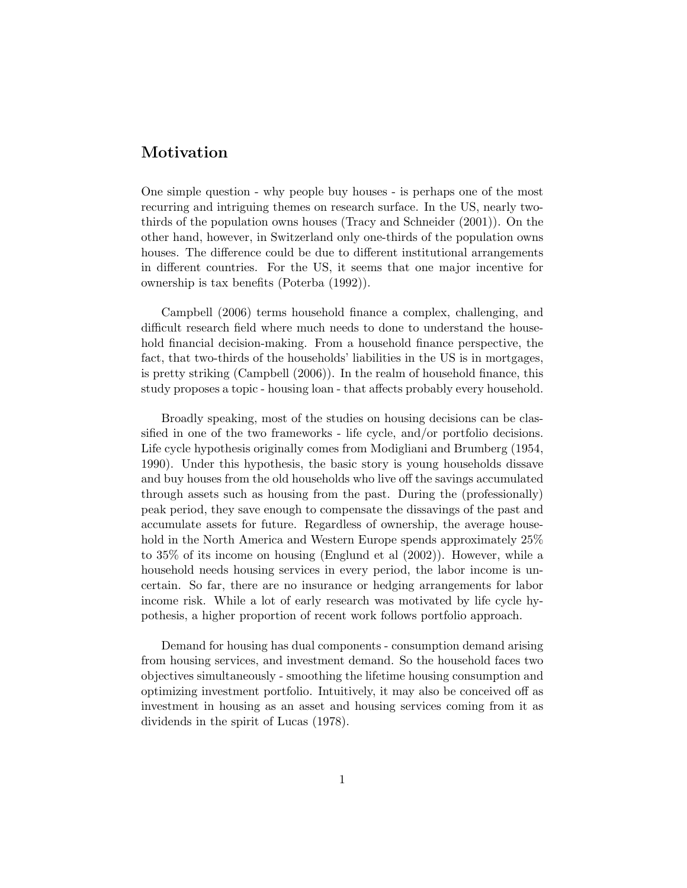## Motivation

One simple question - why people buy houses - is perhaps one of the most recurring and intriguing themes on research surface. In the US, nearly two-thirds of the population owns houses (Tracy and Schneider (2001)). On the other hand, however, in Switzerland only one-thirds of the population owns houses. The difference could be due to different institutional arrangements in different countries. For the US, it seems that one major incentive for ownership is tax benefits (Poterba (1992)).

Campbell (2006) terms household finance a complex, challenging, and difficult research field where much needs to done to understand the household financial decision-making. From a household finance perspective, the fact, that two-thirds of the households' liabilities in the US is in mortgages, is pretty striking (Campbell (2006)). In the realm of household finance, this study proposes a topic - housing loan - that affects probably every household.

Broadly speaking, most of the studies on housing decisions can be classified in one of the two frameworks - life cycle, and/or portfolio decisions. Life cycle hypothesis originally comes from Modigliani and Brumberg (1954, 1990). Under this hypothesis, the basic story is young households dissave and buy houses from the old households who live off the savings accumulated through assets such as housing from the past. During the (professionally) peak period, they save enough to compensate the dissavings of the past and accumulate assets for future. Regardless of ownership, the average household in the North America and Western Europe spends approximately 25% to 35% of its income on housing (Englund et al (2002)). However, while a household needs housing services in every period, the labor income is uncertain. So far, there are no insurance or hedging arrangements for labor income risk. While a lot of early research was motivated by life cycle hypothesis, a higher proportion of recent work follows portfolio approach.

Demand for housing has dual components - consumption demand arising from housing services, and investment demand. So the household faces two objectives simultaneously - smoothing the lifetime housing consumption and optimizing investment portfolio. Intuitively, it may also be conceived off as investment in housing as an asset and housing services coming from it as dividends in the spirit of Lucas (1978).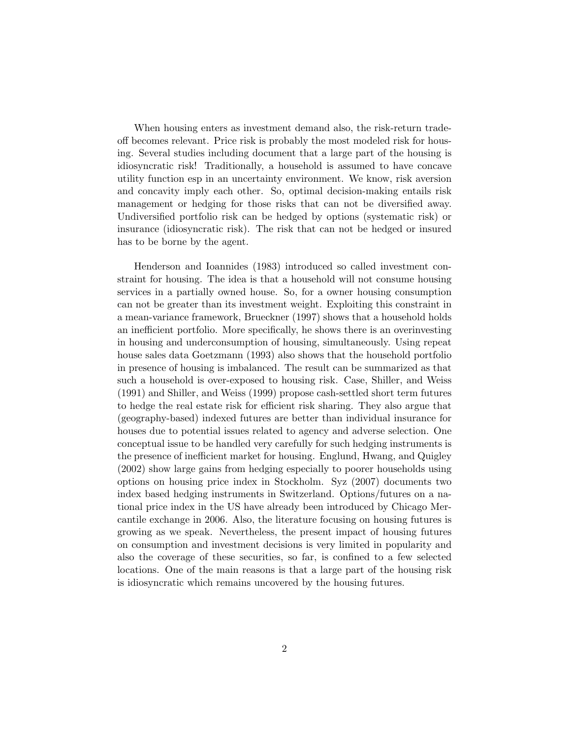When housing enters as investment demand also, the risk-return tradeoff becomes relevant. Price risk is probably the most modeled risk for housing. Several studies including document that a large part of the housing is idiosyncratic risk! Traditionally, a household is assumed to have concave utility function esp in an uncertainty environment. We know, risk aversion and concavity imply each other. So, optimal decision-making entails risk management or hedging for those risks that can not be diversified away. Undiversified portfolio risk can be hedged by options (systematic risk) or insurance (idiosyncratic risk). The risk that can not be hedged or insured has to be borne by the agent.

Henderson and Ioannides (1983) introduced so called investment constraint for housing. The idea is that a household will not consume housing services in a partially owned house. So, for a owner housing consumption can not be greater than its investment weight. Exploiting this constraint in a mean-variance framework, Brueckner (1997) shows that a household holds an inefficient portfolio. More specifically, he shows there is an overinvesting in housing and underconsumption of housing, simultaneously. Using repeat house sales data Goetzmann (1993) also shows that the household portfolio in presence of housing is imbalanced. The result can be summarized as that such a household is over-exposed to housing risk. Case, Shiller, and Weiss (1991) and Shiller, and Weiss (1999) propose cash-settled short term futures to hedge the real estate risk for efficient risk sharing. They also argue that (geography-based) indexed futures are better than individual insurance for houses due to potential issues related to agency and adverse selection. One conceptual issue to be handled very carefully for such hedging instruments is the presence of inefficient market for housing. Englund, Hwang, and Quigley (2002) show large gains from hedging especially to poorer households using options on housing price index in Stockholm. Syz (2007) documents two index based hedging instruments in Switzerland. Options/futures on a national price index in the US have already been introduced by Chicago Mercantile exchange in 2006. Also, the literature focusing on housing futures is growing as we speak. Nevertheless, the present impact of housing futures on consumption and investment decisions is very limited in popularity and also the coverage of these securities, so far, is confined to a few selected locations. One of the main reasons is that a large part of the housing risk is idiosyncratic which remains uncovered by the housing futures.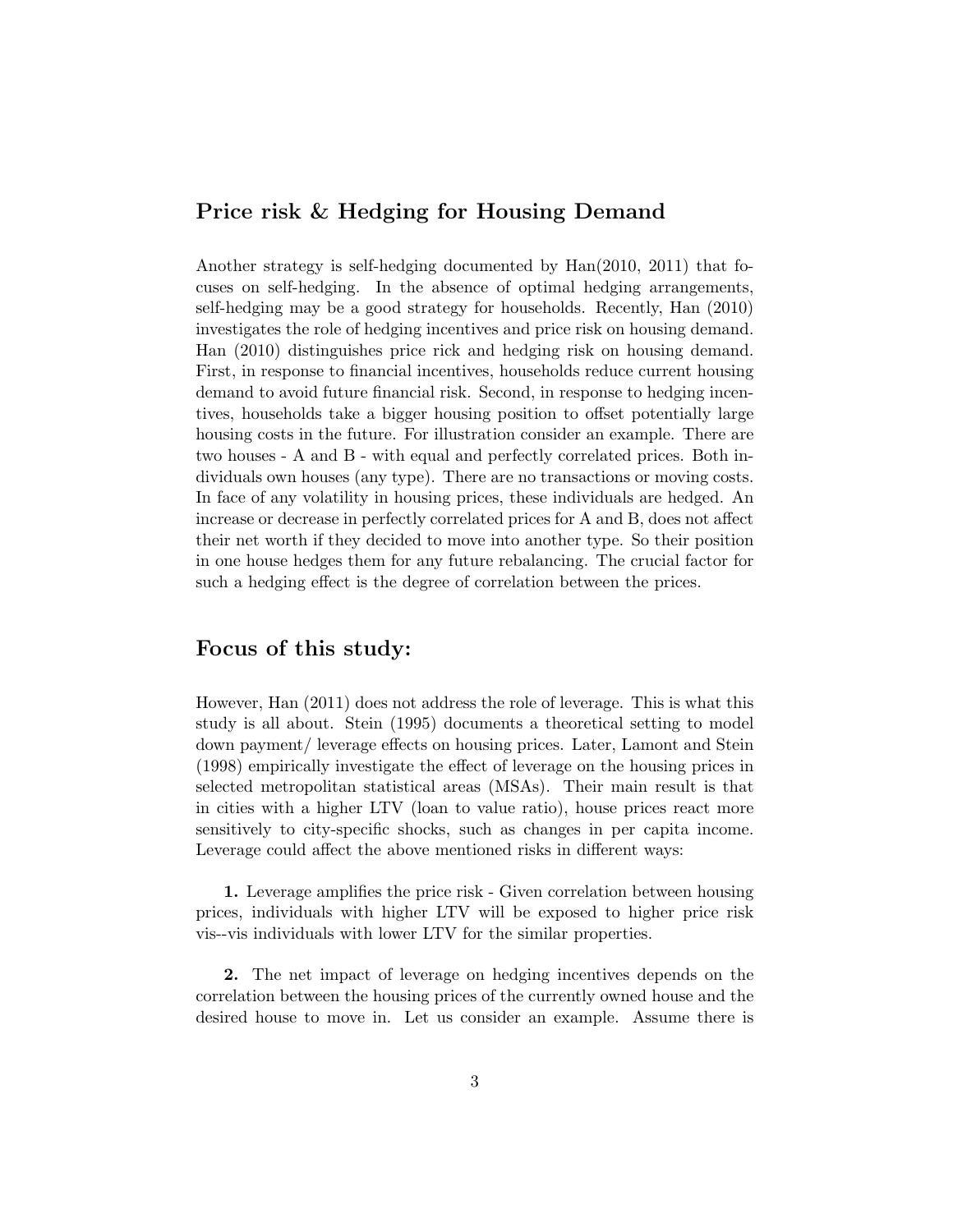## Price risk & Hedging for Housing Demand

Another strategy is self-hedging documented by Han(2010, 2011) that focuses on self-hedging. In the absence of optimal hedging arrangements, self-hedging may be a good strategy for households. Recently, Han (2010) investigates the role of hedging incentives and price risk on housing demand. Han (2010) distinguishes price rick and hedging risk on housing demand. First, in response to financial incentives, households reduce current housing demand to avoid future financial risk. Second, in response to hedging incentives, households take a bigger housing position to offset potentially large housing costs in the future. For illustration consider an example. There are two houses - A and B - with equal and perfectly correlated prices. Both individuals own houses (any type). There are no transactions or moving costs. In face of any volatility in housing prices, these individuals are hedged. An increase or decrease in perfectly correlated prices for A and B, does not affect their net worth if they decided to move into another type. So their position in one house hedges them for any future rebalancing. The crucial factor for such a hedging effect is the degree of correlation between the prices.

## Focus of this study:

However, Han (2011) does not address the role of leverage. This is what this study is all about. Stein (1995) documents a theoretical setting to model down payment/ leverage effects on housing prices. Later, Lamont and Stein (1998) empirically investigate the effect of leverage on the housing prices in selected metropolitan statistical areas (MSAs). Their main result is that in cities with a higher LTV (loan to value ratio), house prices react more sensitively to city-specific shocks, such as changes in per capita income. Leverage could affect the above mentioned risks in different ways:

**1.** Leverage amplifies the price risk - Given correlation between housing prices, individuals with higher LTV will be exposed to higher price risk vis--vis individuals with lower LTV for the similar properties.

**2.** The net impact of leverage on hedging incentives depends on the correlation between the housing prices of the currently owned house and the desired house to move in. Let us consider an example. Assume there is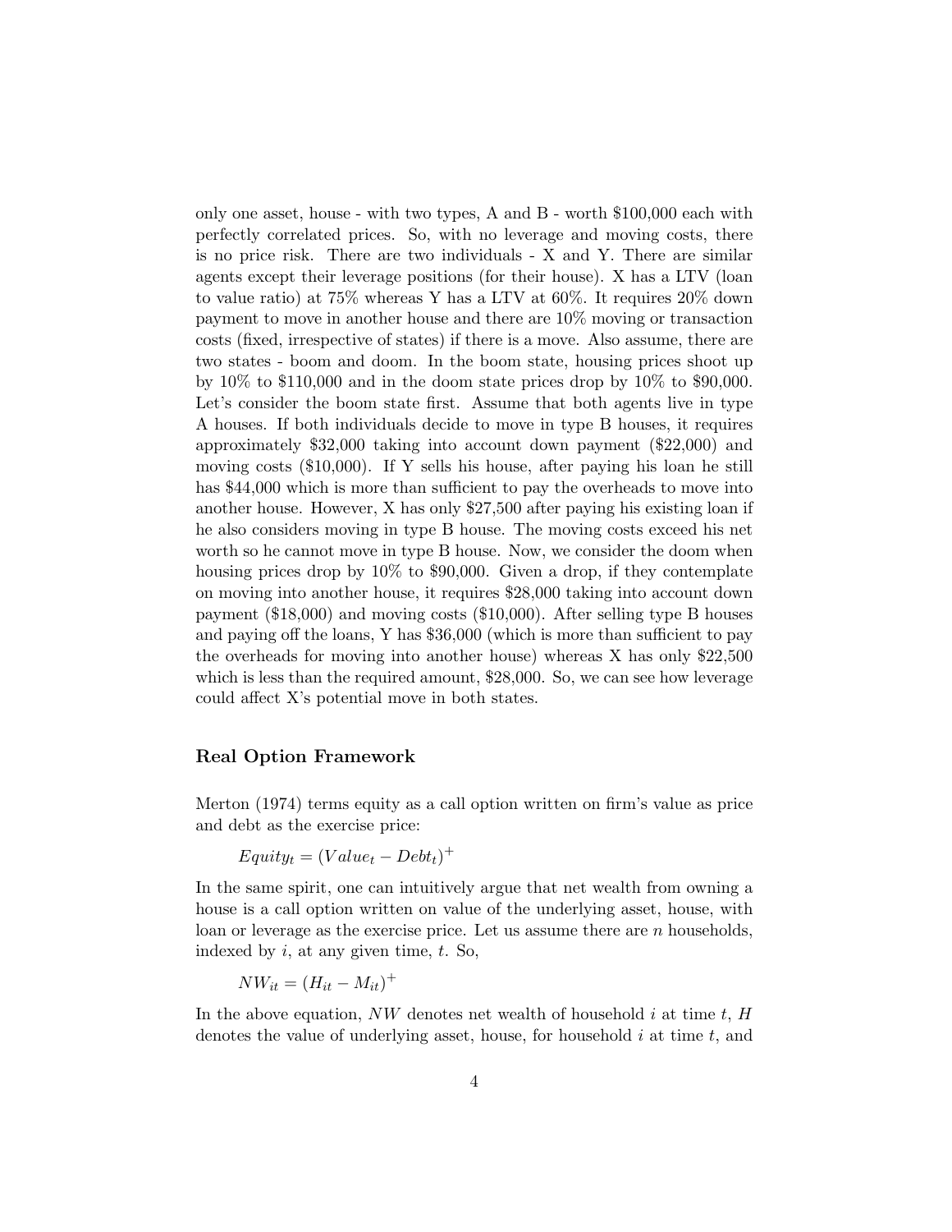only one asset, house - with two types, A and B - worth \$100,000 each with perfectly correlated prices. So, with no leverage and moving costs, there is no price risk. There are two individuals - X and Y. There are similar agents except their leverage positions (for their house). X has a LTV (loan to value ratio) at 75% whereas Y has a LTV at 60%. It requires 20% down payment to move in another house and there are 10% moving or transaction costs (fixed, irrespective of states) if there is a move. Also assume, there are two states - boom and doom. In the boom state, housing prices shoot up by 10% to \$110,000 and in the doom state prices drop by 10% to \$90,000. Let's consider the boom state first. Assume that both agents live in type A houses. If both individuals decide to move in type B houses, it requires approximately \$32,000 taking into account down payment (\$22,000) and moving costs (\$10,000). If Y sells his house, after paying his loan he still has \$44,000 which is more than sufficient to pay the overheads to move into another house. However, X has only \$27,500 after paying his existing loan if he also considers moving in type B house. The moving costs exceed his net worth so he cannot move in type B house. Now, we consider the doom when housing prices drop by 10% to \$90,000. Given a drop, if they contemplate on moving into another house, it requires \$28,000 taking into account down payment (\$18,000) and moving costs (\$10,000). After selling type B houses and paying off the loans, Y has \$36,000 (which is more than sufficient to pay the overheads for moving into another house) whereas X has only \$22,500 which is less than the required amount, \$28,000. So, we can see how leverage could affect X's potential move in both states.

### Real Option Framework

Merton (1974) terms equity as a call option written on firm's value as price and debt as the exercise price:

$$Equity_t = (Value_t - Debt_t)^+$$

In the same spirit, one can intuitively argue that net wealth from owning a house is a call option written on value of the underlying asset, house, with loan or leverage as the exercise price. Let us assume there are $n$ households, indexed by $i$, at any given time, $t$. So,

$$NW_{it} = (H_{it} - M_{it})^+$$

In the above equation, $NW$ denotes net wealth of household $i$ at time $t$, $H$ denotes the value of underlying asset, house, for household $i$ at time $t$, and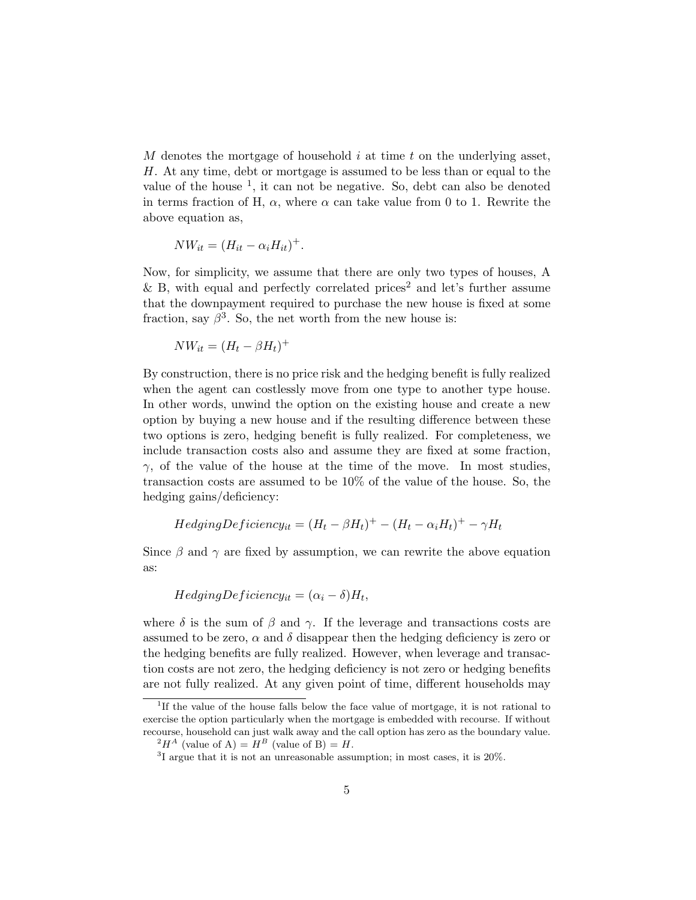$M$ denotes the mortgage of household $i$ at time $t$ on the underlying asset, $H$. At any time, debt or mortgage is assumed to be less than or equal to the value of the house [1], it can not be negative. So, debt can also be denoted in terms fraction of H, $\alpha$, where $\alpha$ can take value from 0 to 1. Rewrite the above equation as,

$$NW_{it} = (H_{it} - \alpha_i H_{it})^+.$$

Now, for simplicity, we assume that there are only two types of houses, A & B, with equal and perfectly correlated prices[2] and let's further assume that the downpayment required to purchase the new house is fixed at some fraction, say $\beta$[3]. So, the net worth from the new house is:

$$NW_{it} = (H_t - \beta H_t)^+$$

By construction, there is no price risk and the hedging benefit is fully realized when the agent can costlessly move from one type to another type house. In other words, unwind the option on the existing house and create a new option by buying a new house and if the resulting difference between these two options is zero, hedging benefit is fully realized. For completeness, we include transaction costs also and assume they are fixed at some fraction, $\gamma$, of the value of the house at the time of the move. In most studies, transaction costs are assumed to be 10% of the value of the house. So, the hedging gains/deficiency:

$$HedgingDeficiency_{it} = (H_t - \beta H_t)^+ - (H_t - \alpha_i H_t)^+ - \gamma H_t$$

Since $\beta$ and $\gamma$ are fixed by assumption, we can rewrite the above equation as:

$$HedgingDeficiency_{it} = (\alpha_i - \delta)H_t,$$

where $\delta$ is the sum of $\beta$ and $\gamma$. If the leverage and transactions costs are assumed to be zero, $\alpha$ and $\delta$ disappear then the hedging deficiency is zero or the hedging benefits are fully realized. However, when leverage and transaction costs are not zero, the hedging deficiency is not zero or hedging benefits are not fully realized. At any given point of time, different households may

[1] If the value of the house falls below the face value of mortgage, it is not rational to exercise the option particularly when the mortgage is embedded with recourse. If without recourse, household can just walk away and the call option has zero as the boundary value.

[2] $H^A$ (value of A) = $H^B$ (value of B) = $H$.

[3] I argue that it is not an unreasonable assumption; in most cases, it is 20%.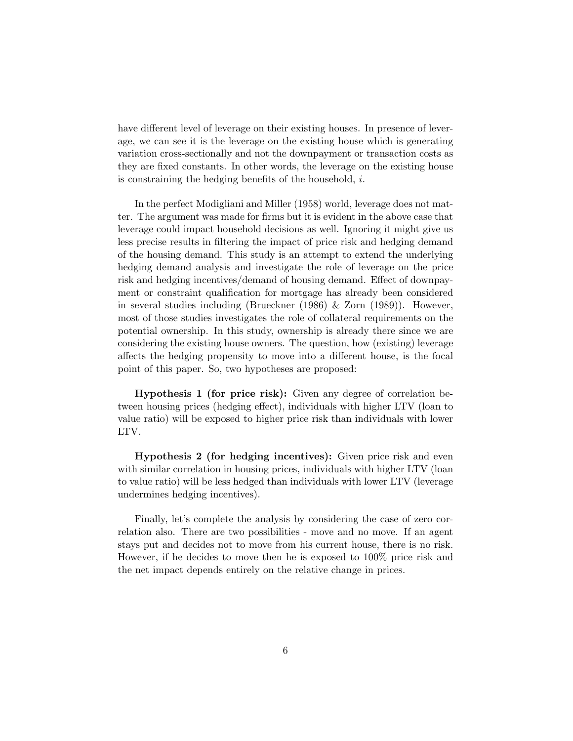have different level of leverage on their existing houses. In presence of leverage, we can see it is the leverage on the existing house which is generating variation cross-sectionally and not the downpayment or transaction costs as they are fixed constants. In other words, the leverage on the existing house is constraining the hedging benefits of the household, $i$.

In the perfect Modigliani and Miller (1958) world, leverage does not matter. The argument was made for firms but it is evident in the above case that leverage could impact household decisions as well. Ignoring it might give us less precise results in filtering the impact of price risk and hedging demand of the housing demand. This study is an attempt to extend the underlying hedging demand analysis and investigate the role of leverage on the price risk and hedging incentives/demand of housing demand. Effect of downpayment or constraint qualification for mortgage has already been considered in several studies including (Brueckner (1986) & Zorn (1989)). However, most of those studies investigates the role of collateral requirements on the potential ownership. In this study, ownership is already there since we are considering the existing house owners. The question, how (existing) leverage affects the hedging propensity to move into a different house, is the focal point of this paper. So, two hypotheses are proposed:

**Hypothesis 1 (for price risk):** Given any degree of correlation between housing prices (hedging effect), individuals with higher LTV (loan to value ratio) will be exposed to higher price risk than individuals with lower LTV.

**Hypothesis 2 (for hedging incentives):** Given price risk and even with similar correlation in housing prices, individuals with higher LTV (loan to value ratio) will be less hedged than individuals with lower LTV (leverage undermines hedging incentives).

Finally, let's complete the analysis by considering the case of zero correlation also. There are two possibilities - move and no move. If an agent stays put and decides not to move from his current house, there is no risk. However, if he decides to move then he is exposed to 100% price risk and the net impact depends entirely on the relative change in prices.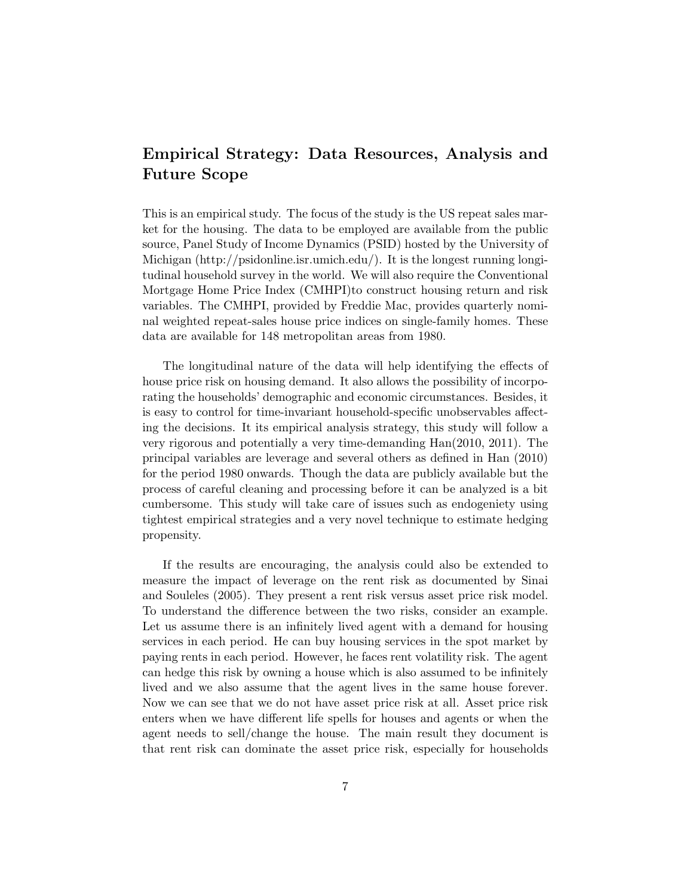## Empirical Strategy: Data Resources, Analysis and Future Scope

This is an empirical study. The focus of the study is the US repeat sales market for the housing. The data to be employed are available from the public source, Panel Study of Income Dynamics (PSID) hosted by the University of Michigan (http://psidonline.isr.umich.edu/). It is the longest running longitudinal household survey in the world. We will also require the Conventional Mortgage Home Price Index (CMHPI)to construct housing return and risk variables. The CMHPI, provided by Freddie Mac, provides quarterly nominal weighted repeat-sales house price indices on single-family homes. These data are available for 148 metropolitan areas from 1980.

The longitudinal nature of the data will help identifying the effects of house price risk on housing demand. It also allows the possibility of incorporating the households' demographic and economic circumstances. Besides, it is easy to control for time-invariant household-specific unobservables affecting the decisions. It its empirical analysis strategy, this study will follow a very rigorous and potentially a very time-demanding Han(2010, 2011). The principal variables are leverage and several others as defined in Han (2010) for the period 1980 onwards. Though the data are publicly available but the process of careful cleaning and processing before it can be analyzed is a bit cumbersome. This study will take care of issues such as endogeniety using tightest empirical strategies and a very novel technique to estimate hedging propensity.

If the results are encouraging, the analysis could also be extended to measure the impact of leverage on the rent risk as documented by Sinai and Souleles (2005). They present a rent risk versus asset price risk model. To understand the difference between the two risks, consider an example. Let us assume there is an infinitely lived agent with a demand for housing services in each period. He can buy housing services in the spot market by paying rents in each period. However, he faces rent volatility risk. The agent can hedge this risk by owning a house which is also assumed to be infinitely lived and we also assume that the agent lives in the same house forever. Now we can see that we do not have asset price risk at all. Asset price risk enters when we have different life spells for houses and agents or when the agent needs to sell/change the house. The main result they document is that rent risk can dominate the asset price risk, especially for households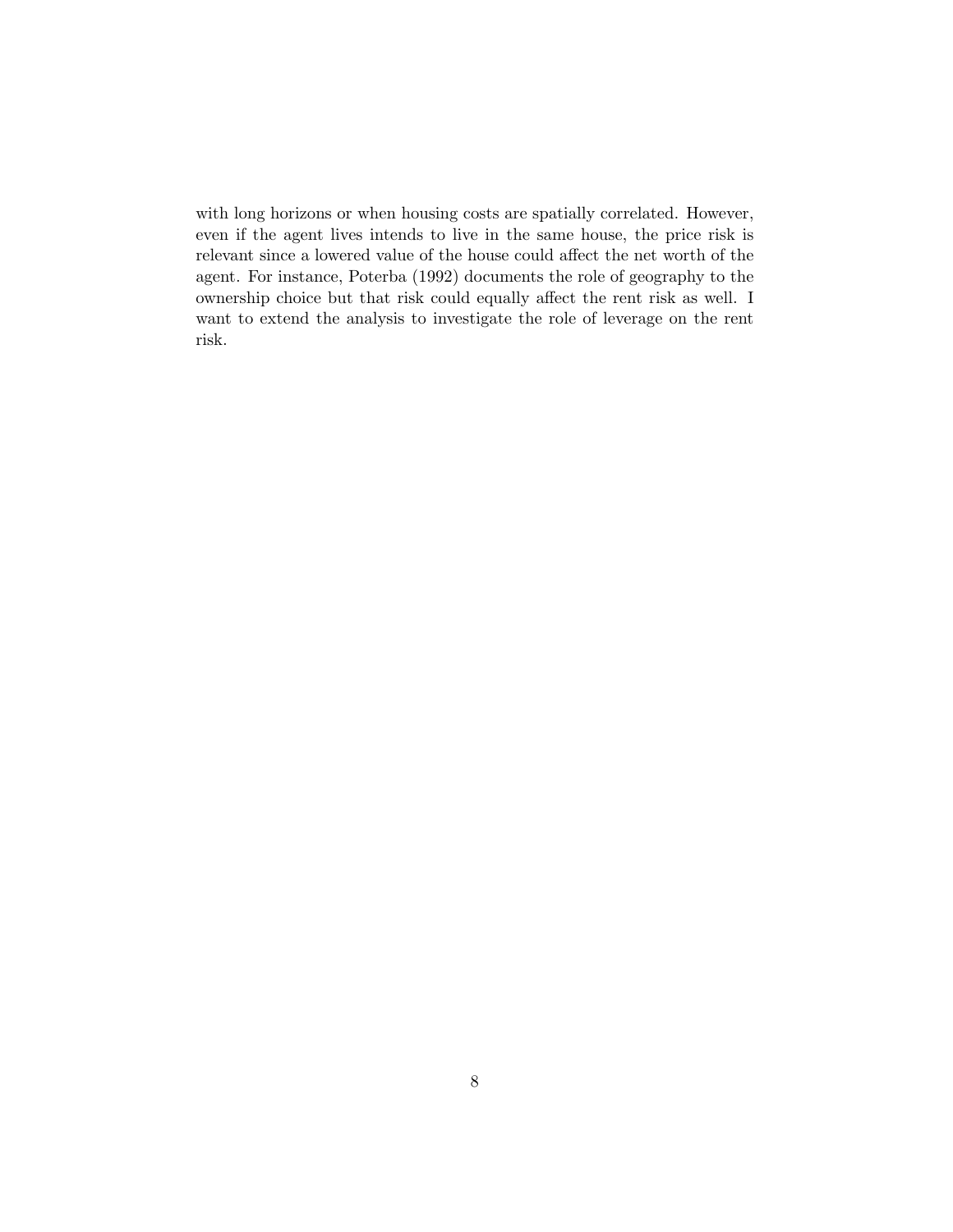with long horizons or when housing costs are spatially correlated. However, even if the agent lives intends to live in the same house, the price risk is relevant since a lowered value of the house could affect the net worth of the agent. For instance, Poterba (1992) documents the role of geography to the ownership choice but that risk could equally affect the rent risk as well. I want to extend the analysis to investigate the role of leverage on the rent risk.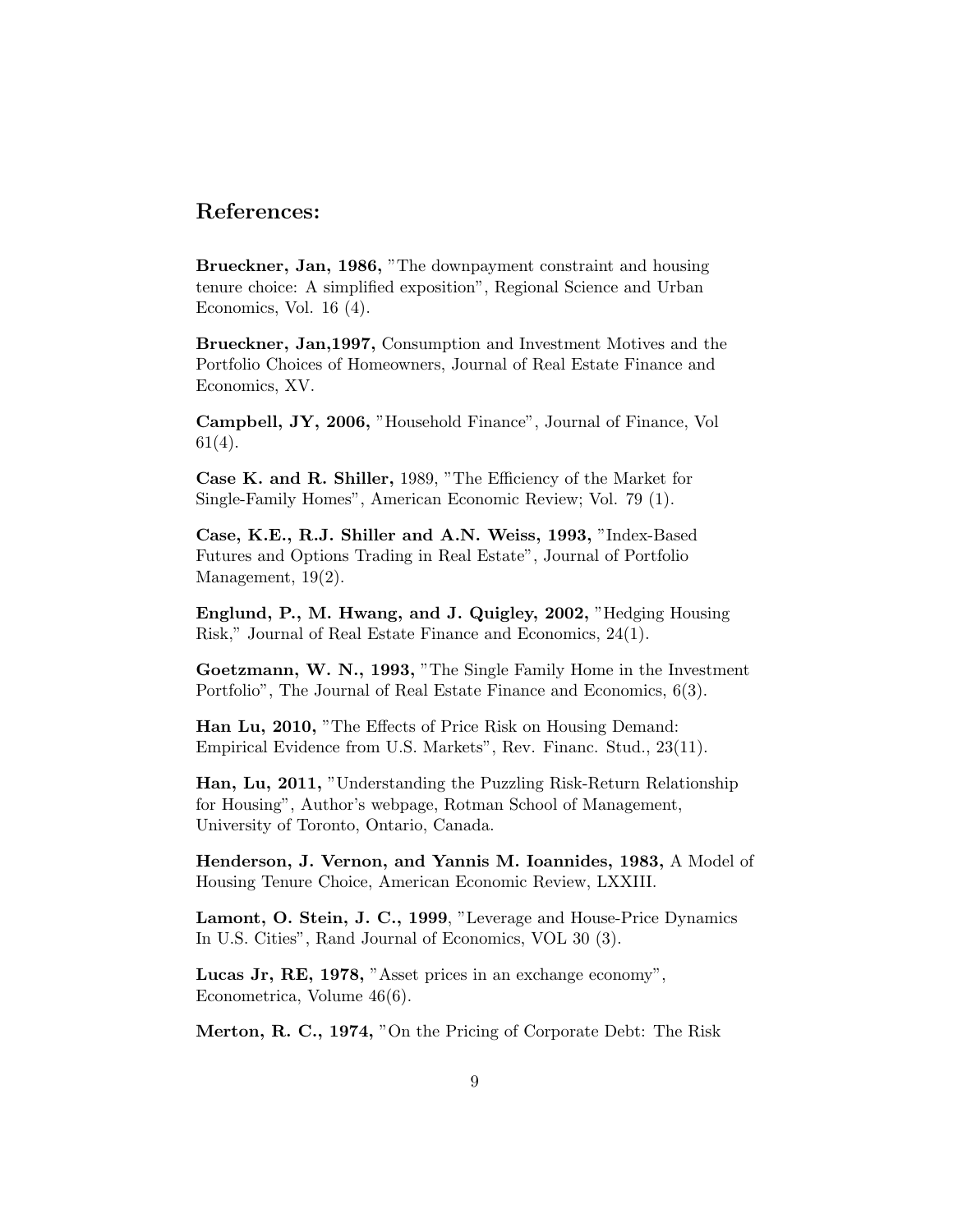## References:

**Brueckner, Jan, 1986,** "The downpayment constraint and housing tenure choice: A simplified exposition", Regional Science and Urban Economics, Vol. 16 (4).

**Brueckner, Jan,1997,** Consumption and Investment Motives and the Portfolio Choices of Homeowners, Journal of Real Estate Finance and Economics, XV.

**Campbell, JY, 2006,** "Household Finance", Journal of Finance, Vol 61(4).

**Case K. and R. Shiller,** 1989, "The Efficiency of the Market for Single-Family Homes", American Economic Review; Vol. 79 (1).

**Case, K.E., R.J. Shiller and A.N. Weiss, 1993,** "Index-Based Futures and Options Trading in Real Estate", Journal of Portfolio Management, 19(2).

**Englund, P., M. Hwang, and J. Quigley, 2002,** "Hedging Housing Risk," Journal of Real Estate Finance and Economics, 24(1).

**Goetzmann, W. N., 1993,** "The Single Family Home in the Investment Portfolio", The Journal of Real Estate Finance and Economics, 6(3).

**Han Lu, 2010,** "The Effects of Price Risk on Housing Demand: Empirical Evidence from U.S. Markets", Rev. Financ. Stud., 23(11).

**Han, Lu, 2011,** "Understanding the Puzzling Risk-Return Relationship for Housing", Author's webpage, Rotman School of Management, University of Toronto, Ontario, Canada.

**Henderson, J. Vernon, and Yannis M. Ioannides, 1983,** A Model of Housing Tenure Choice, American Economic Review, LXXIII.

**Lamont, O. Stein, J. C., 1999**, "Leverage and House-Price Dynamics In U.S. Cities", Rand Journal of Economics, VOL 30 (3).

**Lucas Jr, RE, 1978,** "Asset prices in an exchange economy", Econometrica, Volume 46(6).

**Merton, R. C., 1974,** "On the Pricing of Corporate Debt: The Risk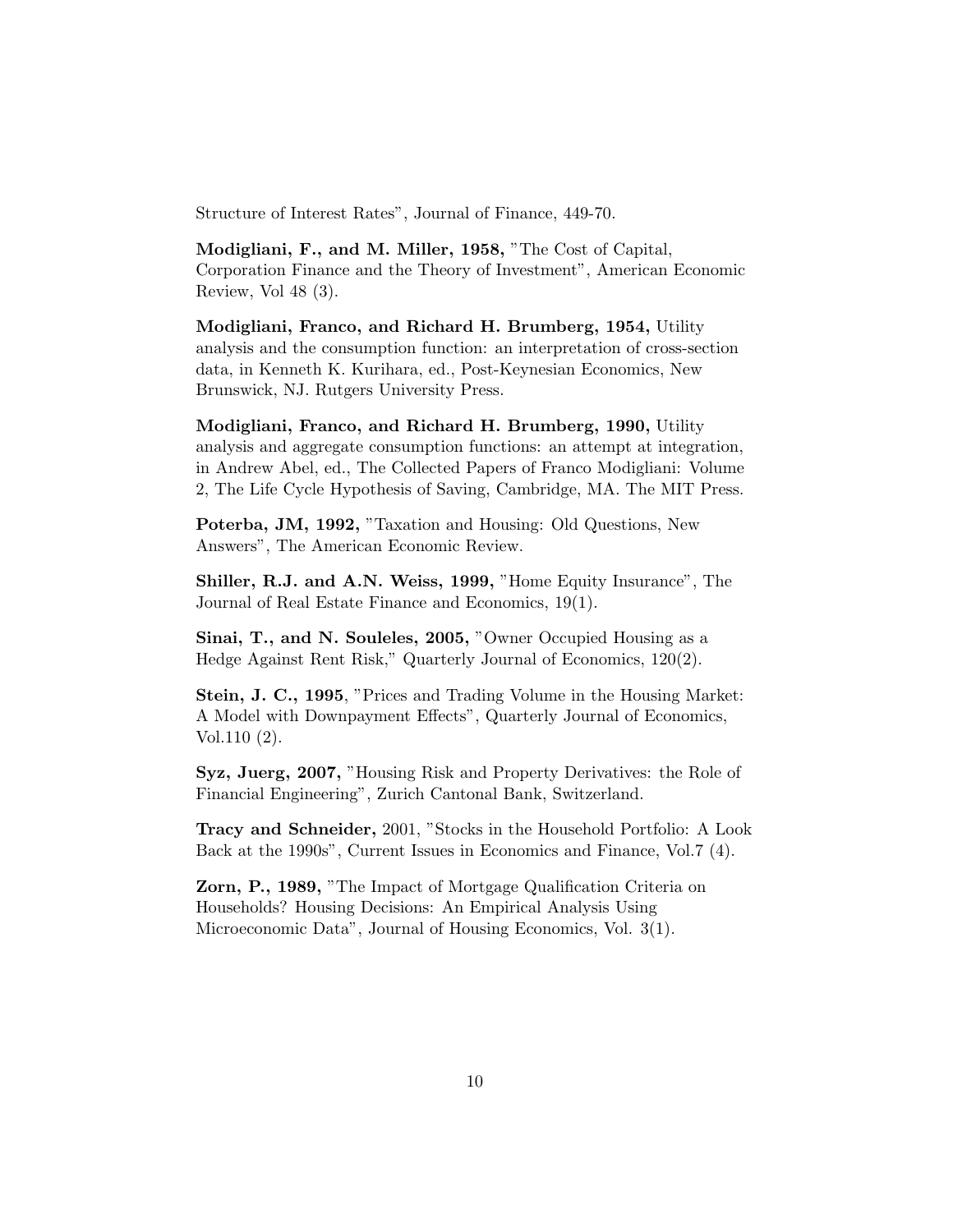Structure of Interest Rates", Journal of Finance, 449-70.

**Modigliani, F., and M. Miller, 1958,** "The Cost of Capital, Corporation Finance and the Theory of Investment", American Economic Review, Vol 48 (3).

**Modigliani, Franco, and Richard H. Brumberg, 1954,** Utility analysis and the consumption function: an interpretation of cross-section data, in Kenneth K. Kurihara, ed., Post-Keynesian Economics, New Brunswick, NJ. Rutgers University Press.

**Modigliani, Franco, and Richard H. Brumberg, 1990,** Utility analysis and aggregate consumption functions: an attempt at integration, in Andrew Abel, ed., The Collected Papers of Franco Modigliani: Volume 2, The Life Cycle Hypothesis of Saving, Cambridge, MA. The MIT Press.

**Poterba, JM, 1992,** "Taxation and Housing: Old Questions, New Answers", The American Economic Review.

**Shiller, R.J. and A.N. Weiss, 1999,** "Home Equity Insurance", The Journal of Real Estate Finance and Economics, 19(1).

**Sinai, T., and N. Souleles, 2005,** "Owner Occupied Housing as a Hedge Against Rent Risk," Quarterly Journal of Economics, 120(2).

**Stein, J. C., 1995**, "Prices and Trading Volume in the Housing Market: A Model with Downpayment Effects", Quarterly Journal of Economics, Vol.110 (2).

**Syz, Juerg, 2007,** "Housing Risk and Property Derivatives: the Role of Financial Engineering", Zurich Cantonal Bank, Switzerland.

**Tracy and Schneider,** 2001, "Stocks in the Household Portfolio: A Look Back at the 1990s", Current Issues in Economics and Finance, Vol.7 (4).

**Zorn, P., 1989,** "The Impact of Mortgage Qualification Criteria on Households? Housing Decisions: An Empirical Analysis Using Microeconomic Data", Journal of Housing Economics, Vol. 3(1).